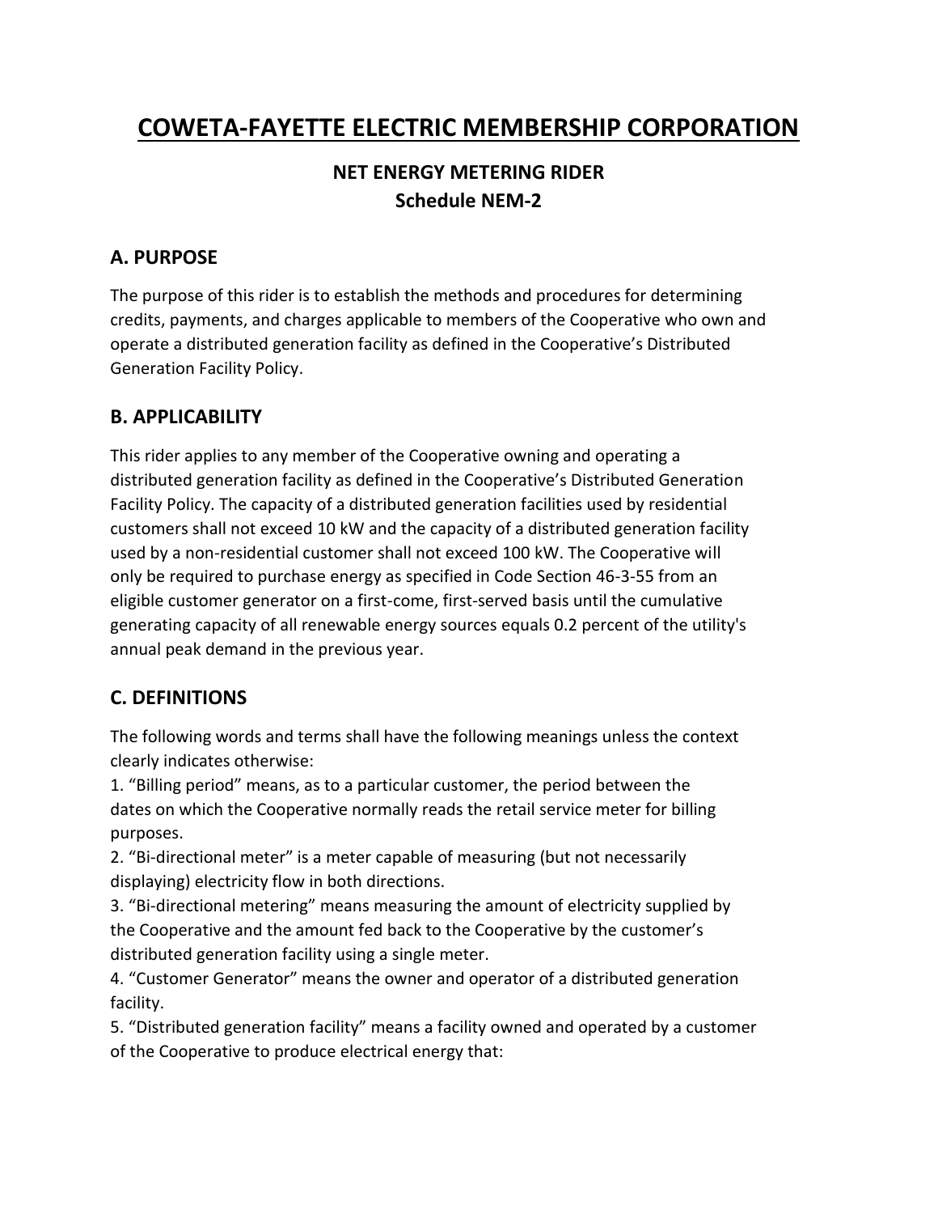# COWETA-FAYETTE ELECTRIC MEMBERSHIP CORPORATION

## NET ENERGY METERING RIDER
## Schedule NEM-2

### A. PURPOSE

The purpose of this rider is to establish the methods and procedures for determining credits, payments, and charges applicable to members of the Cooperative who own and operate a distributed generation facility as defined in the Cooperative's Distributed Generation Facility Policy.

### B. APPLICABILITY

This rider applies to any member of the Cooperative owning and operating a distributed generation facility as defined in the Cooperative's Distributed Generation Facility Policy. The capacity of a distributed generation facilities used by residential customers shall not exceed 10 kW and the capacity of a distributed generation facility used by a non-residential customer shall not exceed 100 kW. The Cooperative will only be required to purchase energy as specified in Code Section 46-3-55 from an eligible customer generator on a first-come, first-served basis until the cumulative generating capacity of all renewable energy sources equals 0.2 percent of the utility's annual peak demand in the previous year.

### C. DEFINITIONS

The following words and terms shall have the following meanings unless the context clearly indicates otherwise:

1. "Billing period" means, as to a particular customer, the period between the dates on which the Cooperative normally reads the retail service meter for billing purposes.
2. "Bi-directional meter" is a meter capable of measuring (but not necessarily displaying) electricity flow in both directions.
3. "Bi-directional metering" means measuring the amount of electricity supplied by the Cooperative and the amount fed back to the Cooperative by the customer's distributed generation facility using a single meter.
4. "Customer Generator" means the owner and operator of a distributed generation facility.
5. "Distributed generation facility" means a facility owned and operated by a customer of the Cooperative to produce electrical energy that: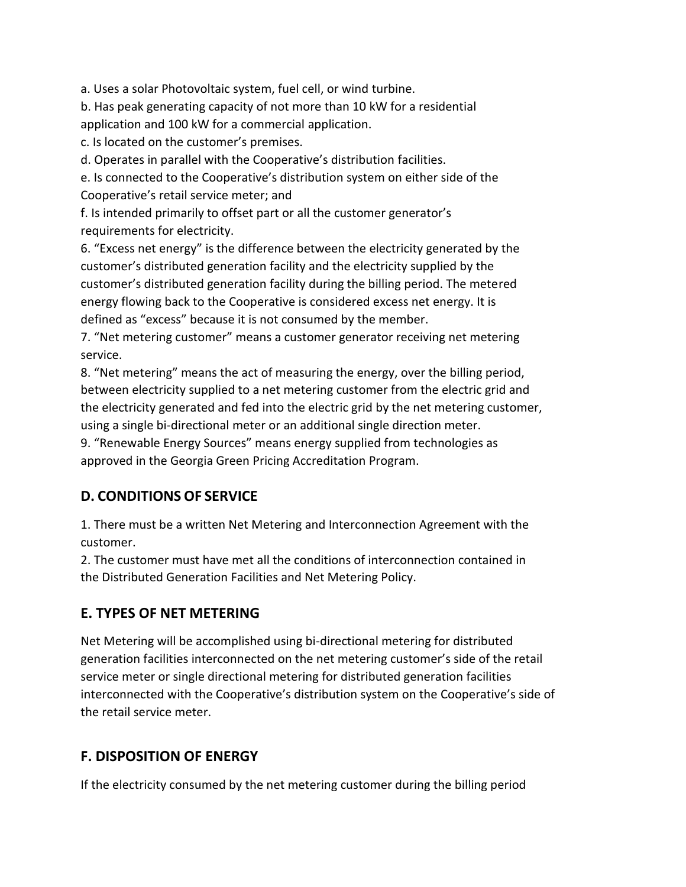a. Uses a solar Photovoltaic system, fuel cell, or wind turbine.
b. Has peak generating capacity of not more than 10 kW for a residential application and 100 kW for a commercial application.
c. Is located on the customer's premises.
d. Operates in parallel with the Cooperative's distribution facilities.
e. Is connected to the Cooperative's distribution system on either side of the Cooperative's retail service meter; and
f. Is intended primarily to offset part or all the customer generator's requirements for electricity.

6. "Excess net energy" is the difference between the electricity generated by the customer's distributed generation facility and the electricity supplied by the customer's distributed generation facility during the billing period. The metered energy flowing back to the Cooperative is considered excess net energy. It is defined as "excess" because it is not consumed by the member.
7. "Net metering customer" means a customer generator receiving net metering service.
8. "Net metering" means the act of measuring the energy, over the billing period, between electricity supplied to a net metering customer from the electric grid and the electricity generated and fed into the electric grid by the net metering customer, using a single bi-directional meter or an additional single direction meter.
9. "Renewable Energy Sources" means energy supplied from technologies as approved in the Georgia Green Pricing Accreditation Program.

## D. CONDITIONS OF SERVICE

1. There must be a written Net Metering and Interconnection Agreement with the customer.
2. The customer must have met all the conditions of interconnection contained in the Distributed Generation Facilities and Net Metering Policy.

## E. TYPES OF NET METERING

Net Metering will be accomplished using bi-directional metering for distributed generation facilities interconnected on the net metering customer's side of the retail service meter or single directional metering for distributed generation facilities interconnected with the Cooperative's distribution system on the Cooperative's side of the retail service meter.

## F. DISPOSITION OF ENERGY

If the electricity consumed by the net metering customer during the billing period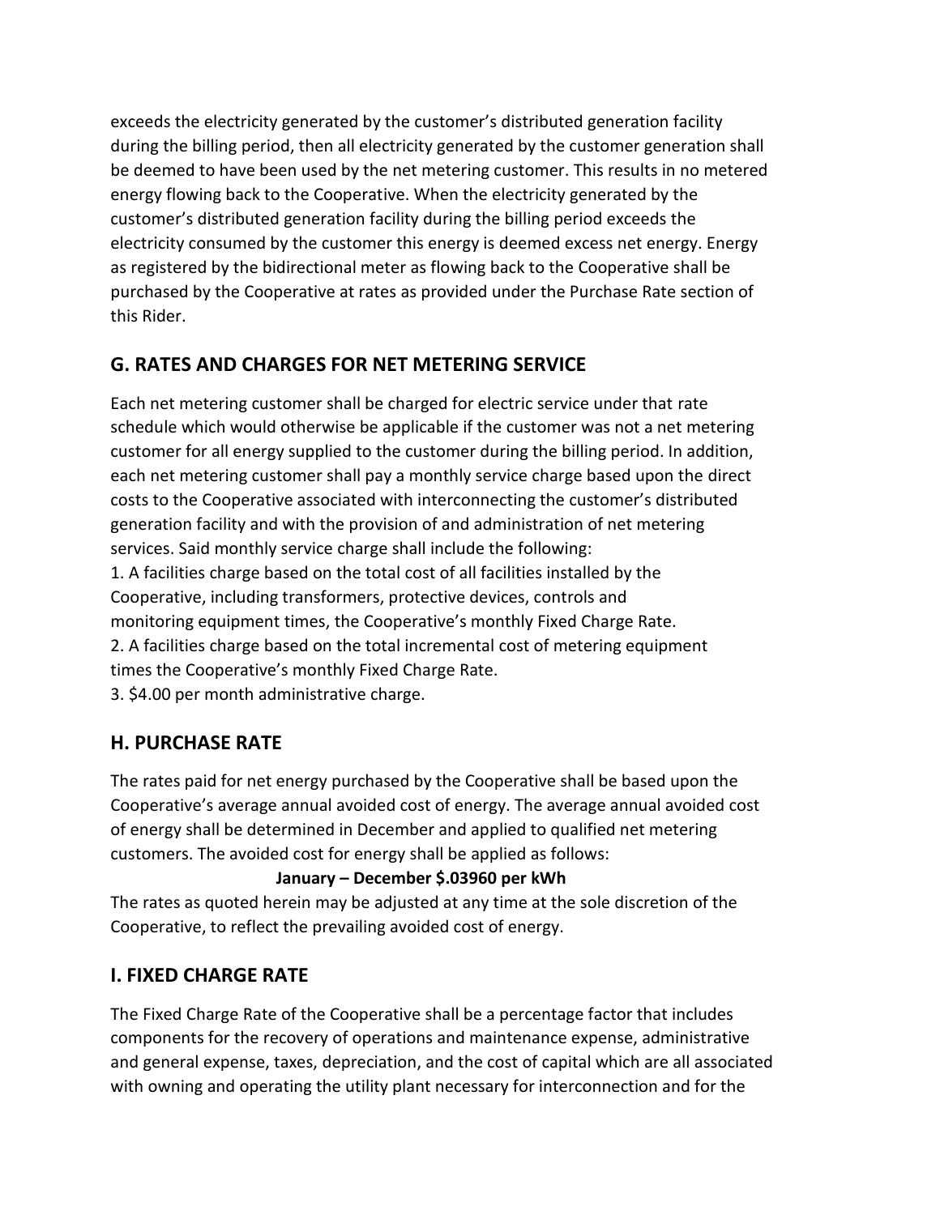exceeds the electricity generated by the customer's distributed generation facility during the billing period, then all electricity generated by the customer generation shall be deemed to have been used by the net metering customer. This results in no metered energy flowing back to the Cooperative. When the electricity generated by the customer's distributed generation facility during the billing period exceeds the electricity consumed by the customer this energy is deemed excess net energy. Energy as registered by the bidirectional meter as flowing back to the Cooperative shall be purchased by the Cooperative at rates as provided under the Purchase Rate section of this Rider.

## G. RATES AND CHARGES FOR NET METERING SERVICE

Each net metering customer shall be charged for electric service under that rate schedule which would otherwise be applicable if the customer was not a net metering customer for all energy supplied to the customer during the billing period. In addition, each net metering customer shall pay a monthly service charge based upon the direct costs to the Cooperative associated with interconnecting the customer's distributed generation facility and with the provision of and administration of net metering services. Said monthly service charge shall include the following:

1. A facilities charge based on the total cost of all facilities installed by the Cooperative, including transformers, protective devices, controls and monitoring equipment times, the Cooperative's monthly Fixed Charge Rate.
2. A facilities charge based on the total incremental cost of metering equipment times the Cooperative's monthly Fixed Charge Rate.
3. $4.00 per month administrative charge.

## H. PURCHASE RATE

The rates paid for net energy purchased by the Cooperative shall be based upon the Cooperative's average annual avoided cost of energy. The average annual avoided cost of energy shall be determined in December and applied to qualified net metering customers. The avoided cost for energy shall be applied as follows:

**January – December $.03960 per kWh**

The rates as quoted herein may be adjusted at any time at the sole discretion of the Cooperative, to reflect the prevailing avoided cost of energy.

## I. FIXED CHARGE RATE

The Fixed Charge Rate of the Cooperative shall be a percentage factor that includes components for the recovery of operations and maintenance expense, administrative and general expense, taxes, depreciation, and the cost of capital which are all associated with owning and operating the utility plant necessary for interconnection and for the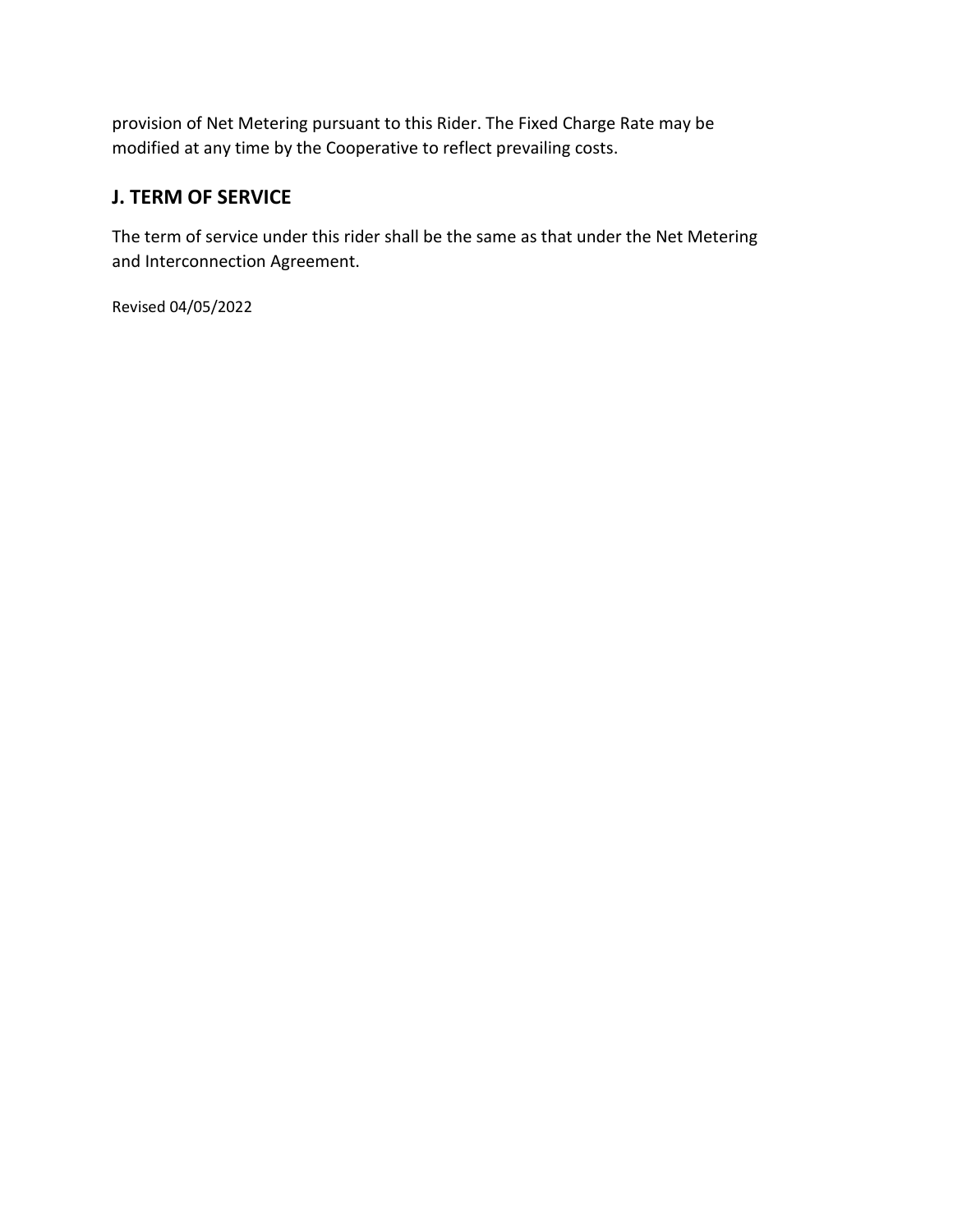provision of Net Metering pursuant to this Rider. The Fixed Charge Rate may be modified at any time by the Cooperative to reflect prevailing costs.

## J. TERM OF SERVICE

The term of service under this rider shall be the same as that under the Net Metering and Interconnection Agreement.

Revised 04/05/2022